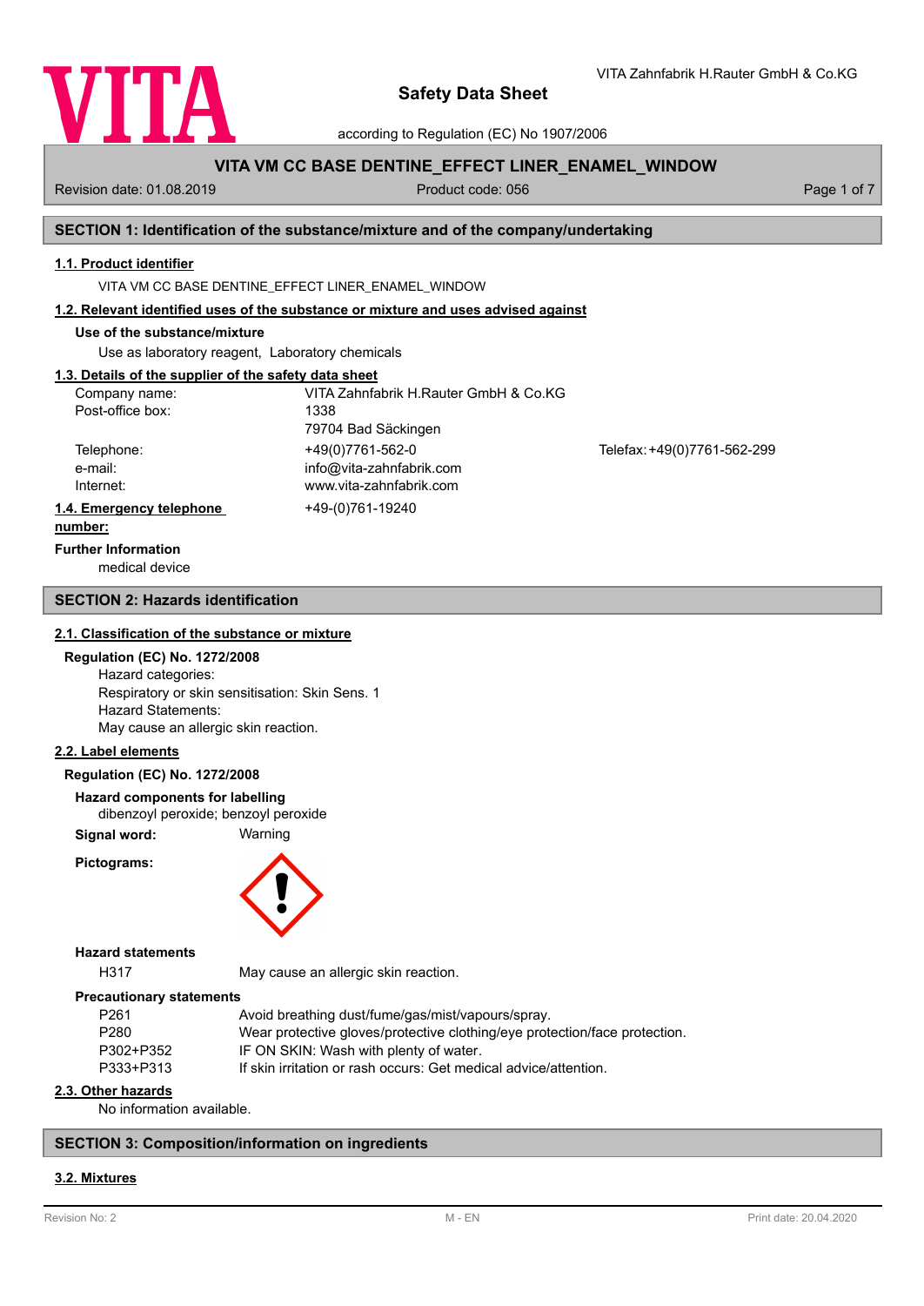# Safety Data Sheet

according to Regulation (EC) No 1907/2006

**VITA VM CC BASE DENTINE_EFFECT LINER_ENAMEL_WINDOW**

Revision date: 01.08.2019 Product code: 056

## SECTION 1: Identification of the substance/mixture and of the company/undertaking

### 1.1. Product identifier

VITA VM CC BASE DENTINE_EFFECT LINER_ENAMEL_WINDOW

### 1.2. Relevant identified uses of the substance or mixture and uses advised against

**Use of the substance/mixture**

Use as laboratory reagent, Laboratory chemicals

### 1.3. Details of the supplier of the safety data sheet

| | | |
|---|---|---|
| Company name: | VITA Zahnfabrik H.Rauter GmbH & Co.KG | |
| Post-office box: | 1338<br>79704 Bad Säckingen | |
| Telephone: | +49(0)7761-562-0 | Telefax: +49(0)7761-562-299 |
| e-mail: | info@vita-zahnfabrik.com | |
| Internet: | www.vita-zahnfabrik.com | |

### 1.4. Emergency telephone number:

+49-(0)761-19240

**Further Information**

medical device

## SECTION 2: Hazards identification

### 2.1. Classification of the substance or mixture

**Regulation (EC) No. 1272/2008**

Hazard categories:
Respiratory or skin sensitisation: Skin Sens. 1
Hazard Statements:
May cause an allergic skin reaction.

### 2.2. Label elements

**Regulation (EC) No. 1272/2008**

**Hazard components for labelling**

dibenzoyl peroxide; benzoyl peroxide

**Signal word:** Warning

**Pictograms:**

**Hazard statements**

| | |
|---|---|
| H317 | May cause an allergic skin reaction. |

**Precautionary statements**

| | |
|---|---|
| P261 | Avoid breathing dust/fume/gas/mist/vapours/spray. |
| P280 | Wear protective gloves/protective clothing/eye protection/face protection. |
| P302+P352 | IF ON SKIN: Wash with plenty of water. |
| P333+P313 | If skin irritation or rash occurs: Get medical advice/attention. |

### 2.3. Other hazards

No information available.

## SECTION 3: Composition/information on ingredients

### 3.2. Mixtures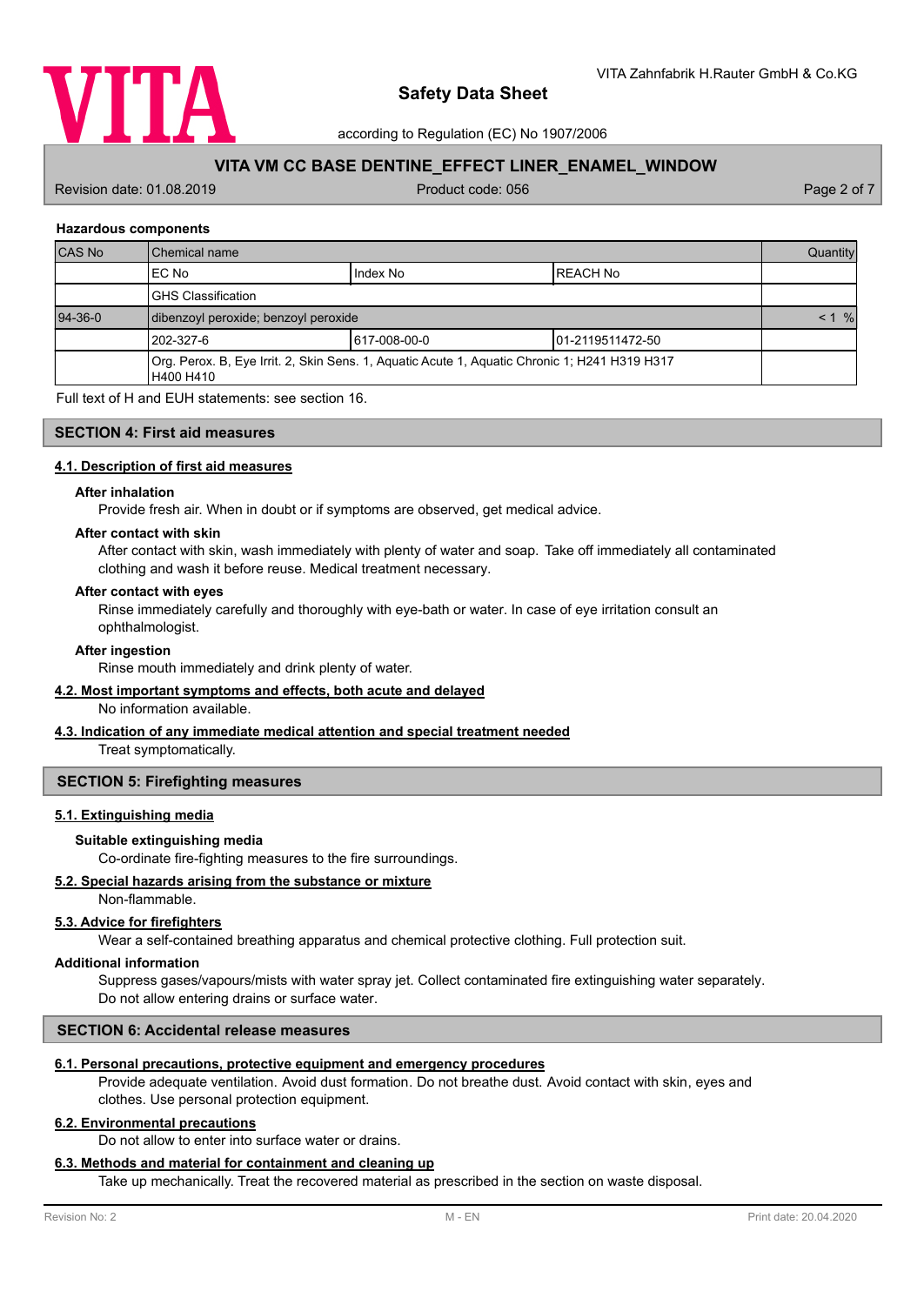**Hazardous components**

| CAS No | Chemical name | | | Quantity |
|---|---|---|---|---|
| | EC No | Index No | REACH No | |
| | GHS Classification | | | |
| 94-36-0 | dibenzoyl peroxide; benzoyl peroxide | | | < 1 % |
| | 202-327-6 | 617-008-00-0 | 01-2119511472-50 | |
| | Org. Perox. B, Eye Irrit. 2, Skin Sens. 1, Aquatic Acute 1, Aquatic Chronic 1; H241 H319 H317 H400 H410 | | | |

Full text of H and EUH statements: see section 16.

## SECTION 4: First aid measures

### 4.1. Description of first aid measures

**After inhalation**

Provide fresh air. When in doubt or if symptoms are observed, get medical advice.

**After contact with skin**

After contact with skin, wash immediately with plenty of water and soap. Take off immediately all contaminated clothing and wash it before reuse. Medical treatment necessary.

**After contact with eyes**

Rinse immediately carefully and thoroughly with eye-bath or water. In case of eye irritation consult an ophthalmologist.

**After ingestion**

Rinse mouth immediately and drink plenty of water.

### 4.2. Most important symptoms and effects, both acute and delayed

No information available.

### 4.3. Indication of any immediate medical attention and special treatment needed

Treat symptomatically.

## SECTION 5: Firefighting measures

### 5.1. Extinguishing media

**Suitable extinguishing media**

Co-ordinate fire-fighting measures to the fire surroundings.

### 5.2. Special hazards arising from the substance or mixture

Non-flammable.

### 5.3. Advice for firefighters

Wear a self-contained breathing apparatus and chemical protective clothing. Full protection suit.

**Additional information**

Suppress gases/vapours/mists with water spray jet. Collect contaminated fire extinguishing water separately. Do not allow entering drains or surface water.

## SECTION 6: Accidental release measures

### 6.1. Personal precautions, protective equipment and emergency procedures

Provide adequate ventilation. Avoid dust formation. Do not breathe dust. Avoid contact with skin, eyes and clothes. Use personal protection equipment.

### 6.2. Environmental precautions

Do not allow to enter into surface water or drains.

### 6.3. Methods and material for containment and cleaning up

Take up mechanically. Treat the recovered material as prescribed in the section on waste disposal.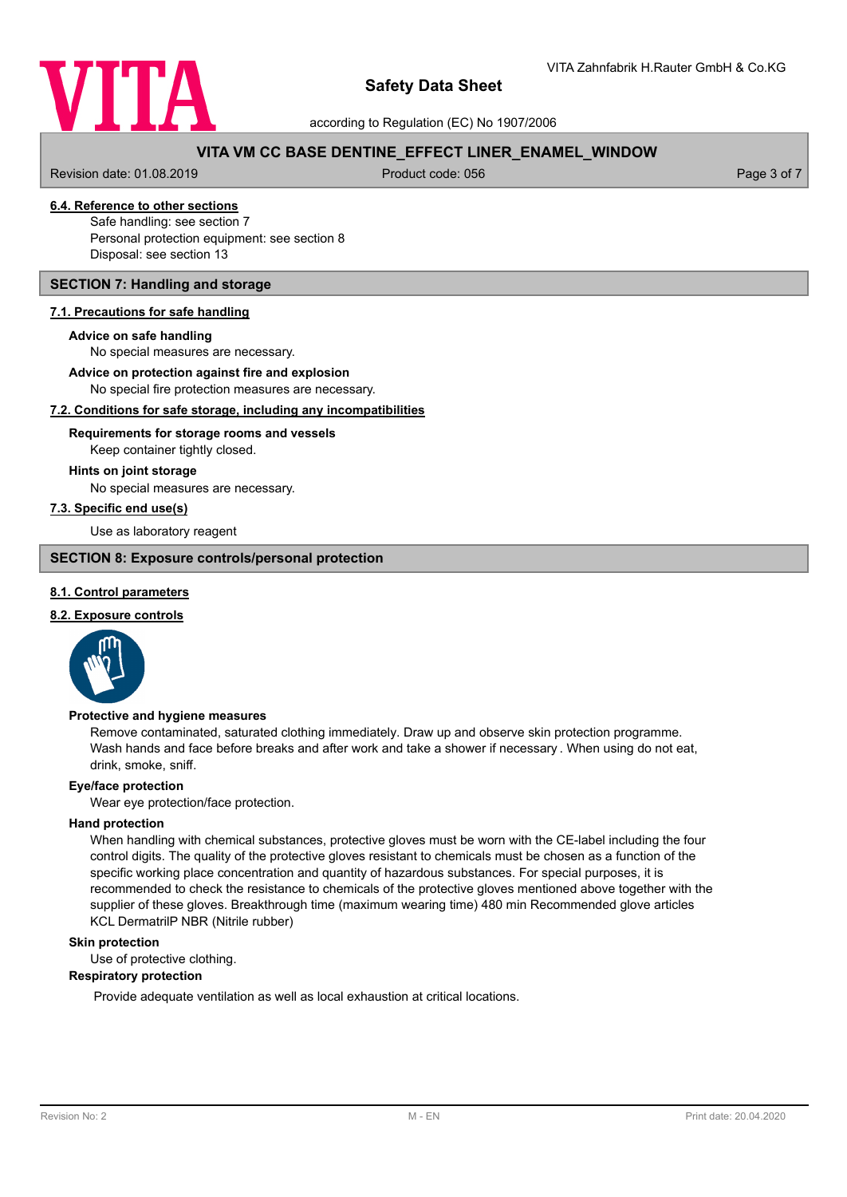### 6.4. Reference to other sections

Safe handling: see section 7
Personal protection equipment: see section 8
Disposal: see section 13

## SECTION 7: Handling and storage

### 7.1. Precautions for safe handling

**Advice on safe handling**

No special measures are necessary.

**Advice on protection against fire and explosion**

No special fire protection measures are necessary.

### 7.2. Conditions for safe storage, including any incompatibilities

**Requirements for storage rooms and vessels**

Keep container tightly closed.

**Hints on joint storage**

No special measures are necessary.

### 7.3. Specific end use(s)

Use as laboratory reagent

## SECTION 8: Exposure controls/personal protection

### 8.1. Control parameters

### 8.2. Exposure controls

**Protective and hygiene measures**

Remove contaminated, saturated clothing immediately. Draw up and observe skin protection programme. Wash hands and face before breaks and after work and take a shower if necessary . When using do not eat, drink, smoke, sniff.

**Eye/face protection**

Wear eye protection/face protection.

**Hand protection**

When handling with chemical substances, protective gloves must be worn with the CE-label including the four control digits. The quality of the protective gloves resistant to chemicals must be chosen as a function of the specific working place concentration and quantity of hazardous substances. For special purposes, it is recommended to check the resistance to chemicals of the protective gloves mentioned above together with the supplier of these gloves. Breakthrough time (maximum wearing time) 480 min Recommended glove articles KCL DermatrilP NBR (Nitrile rubber)

**Skin protection**

Use of protective clothing.

**Respiratory protection**

Provide adequate ventilation as well as local exhaustion at critical locations.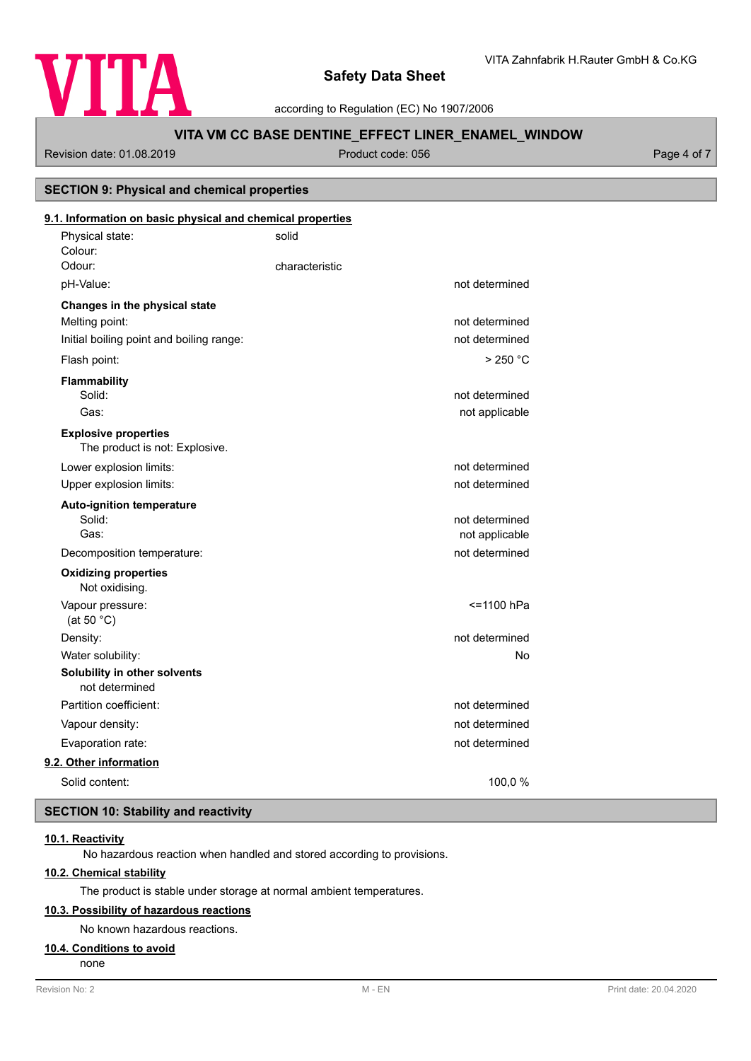## SECTION 9: Physical and chemical properties

### 9.1. Information on basic physical and chemical properties

| Property | | Value |
|---|---|---|
| Physical state: | solid | |
| Colour: | | |
| Odour: | characteristic | |
| pH-Value: | | not determined |
| **Changes in the physical state** | | |
| Melting point: | | not determined |
| Initial boiling point and boiling range: | | not determined |
| Flash point: | | > 250 °C |
| **Flammability** | | |
| Solid: | | not determined |
| Gas: | | not applicable |
| **Explosive properties** | | |
| The product is not: Explosive. | | |
| Lower explosion limits: | | not determined |
| Upper explosion limits: | | not determined |
| **Auto-ignition temperature** | | |
| Solid: | | not determined |
| Gas: | | not applicable |
| Decomposition temperature: | | not determined |
| **Oxidizing properties** | | |
| Not oxidising. | | |
| Vapour pressure: (at 50 °C) | | <=1100 hPa |
| Density: | | not determined |
| Water solubility: | | No |
| **Solubility in other solvents** | | |
| not determined | | |
| Partition coefficient: | | not determined |
| Vapour density: | | not determined |
| Evaporation rate: | | not determined |

### 9.2. Other information

| Property | Value |
|---|---|
| Solid content: | 100,0 % |

## SECTION 10: Stability and reactivity

### 10.1. Reactivity

No hazardous reaction when handled and stored according to provisions.

### 10.2. Chemical stability

The product is stable under storage at normal ambient temperatures.

### 10.3. Possibility of hazardous reactions

No known hazardous reactions.

### 10.4. Conditions to avoid

none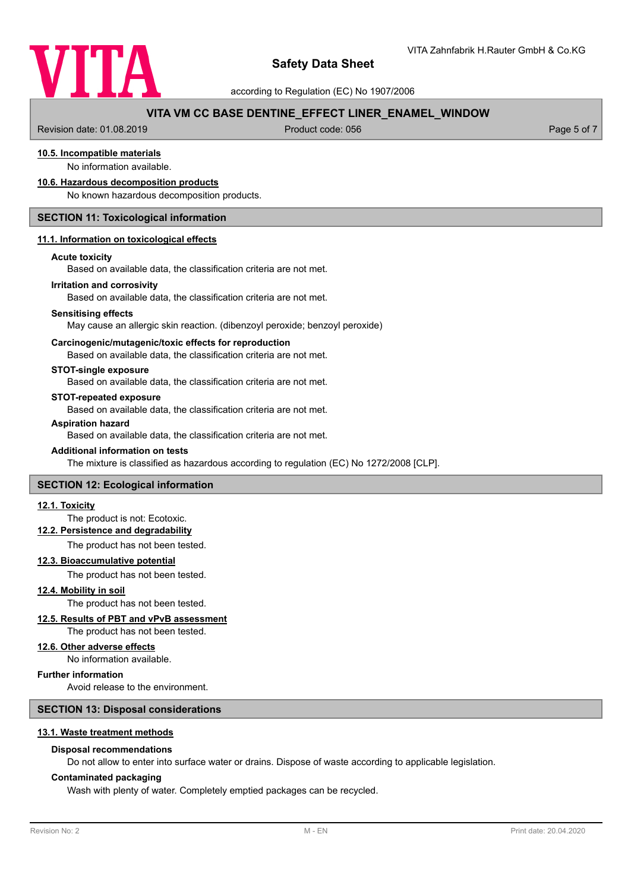### 10.5. Incompatible materials

No information available.

### 10.6. Hazardous decomposition products

No known hazardous decomposition products.

## SECTION 11: Toxicological information

### 11.1. Information on toxicological effects

**Acute toxicity**

Based on available data, the classification criteria are not met.

**Irritation and corrosivity**

Based on available data, the classification criteria are not met.

**Sensitising effects**

May cause an allergic skin reaction. (dibenzoyl peroxide; benzoyl peroxide)

**Carcinogenic/mutagenic/toxic effects for reproduction**

Based on available data, the classification criteria are not met.

**STOT-single exposure**

Based on available data, the classification criteria are not met.

**STOT-repeated exposure**

Based on available data, the classification criteria are not met.

**Aspiration hazard**

Based on available data, the classification criteria are not met.

**Additional information on tests**

The mixture is classified as hazardous according to regulation (EC) No 1272/2008 [CLP].

## SECTION 12: Ecological information

### 12.1. Toxicity

The product is not: Ecotoxic.

### 12.2. Persistence and degradability

The product has not been tested.

### 12.3. Bioaccumulative potential

The product has not been tested.

### 12.4. Mobility in soil

The product has not been tested.

### 12.5. Results of PBT and vPvB assessment

The product has not been tested.

### 12.6. Other adverse effects

No information available.

**Further information**

Avoid release to the environment.

## SECTION 13: Disposal considerations

### 13.1. Waste treatment methods

**Disposal recommendations**

Do not allow to enter into surface water or drains. Dispose of waste according to applicable legislation.

**Contaminated packaging**

Wash with plenty of water. Completely emptied packages can be recycled.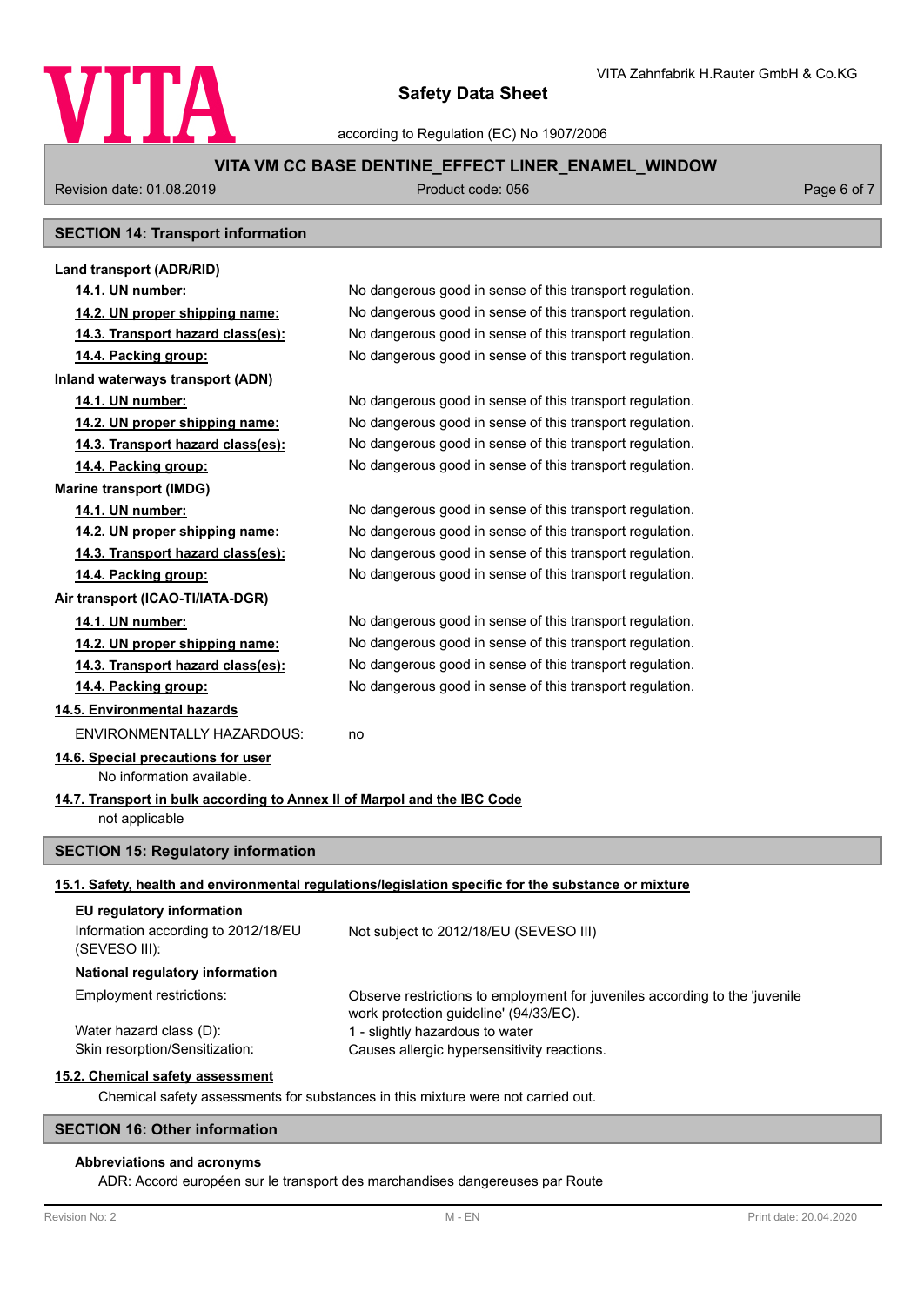## SECTION 14: Transport information

**Land transport (ADR/RID)**

| | |
|---|---|
| **14.1. UN number:** | No dangerous good in sense of this transport regulation. |
| **14.2. UN proper shipping name:** | No dangerous good in sense of this transport regulation. |
| **14.3. Transport hazard class(es):** | No dangerous good in sense of this transport regulation. |
| **14.4. Packing group:** | No dangerous good in sense of this transport regulation. |

**Inland waterways transport (ADN)**

| | |
|---|---|
| **14.1. UN number:** | No dangerous good in sense of this transport regulation. |
| **14.2. UN proper shipping name:** | No dangerous good in sense of this transport regulation. |
| **14.3. Transport hazard class(es):** | No dangerous good in sense of this transport regulation. |
| **14.4. Packing group:** | No dangerous good in sense of this transport regulation. |

**Marine transport (IMDG)**

| | |
|---|---|
| **14.1. UN number:** | No dangerous good in sense of this transport regulation. |
| **14.2. UN proper shipping name:** | No dangerous good in sense of this transport regulation. |
| **14.3. Transport hazard class(es):** | No dangerous good in sense of this transport regulation. |
| **14.4. Packing group:** | No dangerous good in sense of this transport regulation. |

**Air transport (ICAO-TI/IATA-DGR)**

| | |
|---|---|
| **14.1. UN number:** | No dangerous good in sense of this transport regulation. |
| **14.2. UN proper shipping name:** | No dangerous good in sense of this transport regulation. |
| **14.3. Transport hazard class(es):** | No dangerous good in sense of this transport regulation. |
| **14.4. Packing group:** | No dangerous good in sense of this transport regulation. |

**14.5. Environmental hazards**

ENVIRONMENTALLY HAZARDOUS: no

**14.6. Special precautions for user**

No information available.

**14.7. Transport in bulk according to Annex II of Marpol and the IBC Code**

not applicable

## SECTION 15: Regulatory information

**15.1. Safety, health and environmental regulations/legislation specific for the substance or mixture**

**EU regulatory information**

| | |
|---|---|
| Information according to 2012/18/EU (SEVESO III): | Not subject to 2012/18/EU (SEVESO III) |

**National regulatory information**

| | |
|---|---|
| Employment restrictions: | Observe restrictions to employment for juveniles according to the 'juvenile work protection guideline' (94/33/EC). |
| Water hazard class (D): | 1 - slightly hazardous to water |
| Skin resorption/Sensitization: | Causes allergic hypersensitivity reactions. |

**15.2. Chemical safety assessment**

Chemical safety assessments for substances in this mixture were not carried out.

## SECTION 16: Other information

**Abbreviations and acronyms**

ADR: Accord européen sur le transport des marchandises dangereuses par Route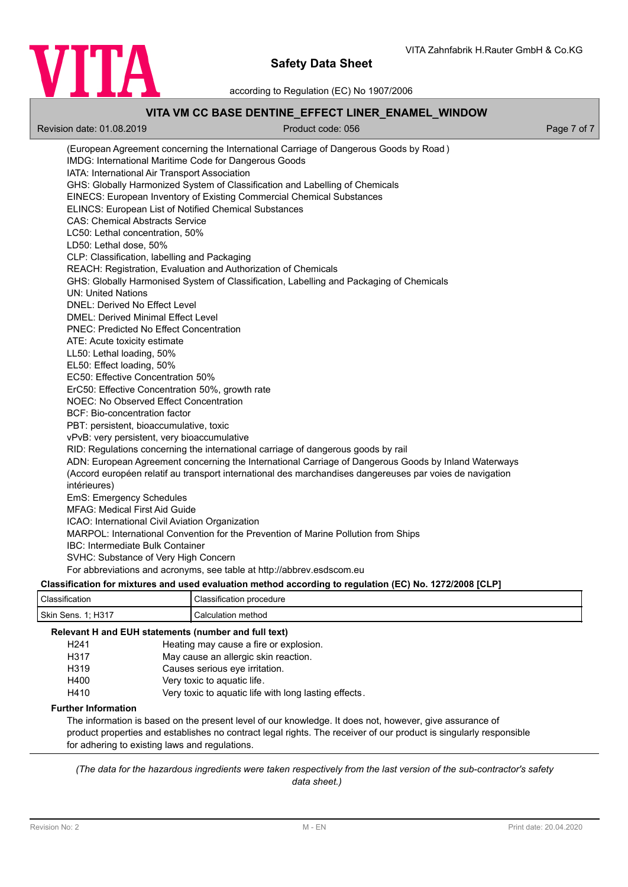(European Agreement concerning the International Carriage of Dangerous Goods by Road )
IMDG: International Maritime Code for Dangerous Goods
IATA: International Air Transport Association
GHS: Globally Harmonized System of Classification and Labelling of Chemicals
EINECS: European Inventory of Existing Commercial Chemical Substances
ELINCS: European List of Notified Chemical Substances
CAS: Chemical Abstracts Service
LC50: Lethal concentration, 50%
LD50: Lethal dose, 50%
CLP: Classification, labelling and Packaging
REACH: Registration, Evaluation and Authorization of Chemicals
GHS: Globally Harmonised System of Classification, Labelling and Packaging of Chemicals
UN: United Nations
DNEL: Derived No Effect Level
DMEL: Derived Minimal Effect Level
PNEC: Predicted No Effect Concentration
ATE: Acute toxicity estimate
LL50: Lethal loading, 50%
EL50: Effect loading, 50%
EC50: Effective Concentration 50%
ErC50: Effective Concentration 50%, growth rate
NOEC: No Observed Effect Concentration
BCF: Bio-concentration factor
PBT: persistent, bioaccumulative, toxic
vPvB: very persistent, very bioaccumulative
RID: Regulations concerning the international carriage of dangerous goods by rail
ADN: European Agreement concerning the International Carriage of Dangerous Goods by Inland Waterways (Accord européen relatif au transport international des marchandises dangereuses par voies de navigation intérieures)
EmS: Emergency Schedules
MFAG: Medical First Aid Guide
ICAO: International Civil Aviation Organization
MARPOL: International Convention for the Prevention of Marine Pollution from Ships
IBC: Intermediate Bulk Container
SVHC: Substance of Very High Concern
For abbreviations and acronyms, see table at http://abbrev.esdscom.eu

**Classification for mixtures and used evaluation method according to regulation (EC) No. 1272/2008 [CLP]**

| Classification | Classification procedure |
|---|---|
| Skin Sens. 1; H317 | Calculation method |

**Relevant H and EUH statements (number and full text)**

| | |
|---|---|
| H241 | Heating may cause a fire or explosion. |
| H317 | May cause an allergic skin reaction. |
| H319 | Causes serious eye irritation. |
| H400 | Very toxic to aquatic life. |
| H410 | Very toxic to aquatic life with long lasting effects. |

**Further Information**

The information is based on the present level of our knowledge. It does not, however, give assurance of product properties and establishes no contract legal rights. The receiver of our product is singularly responsible for adhering to existing laws and regulations.

*(The data for the hazardous ingredients were taken respectively from the last version of the sub-contractor's safety data sheet.)*